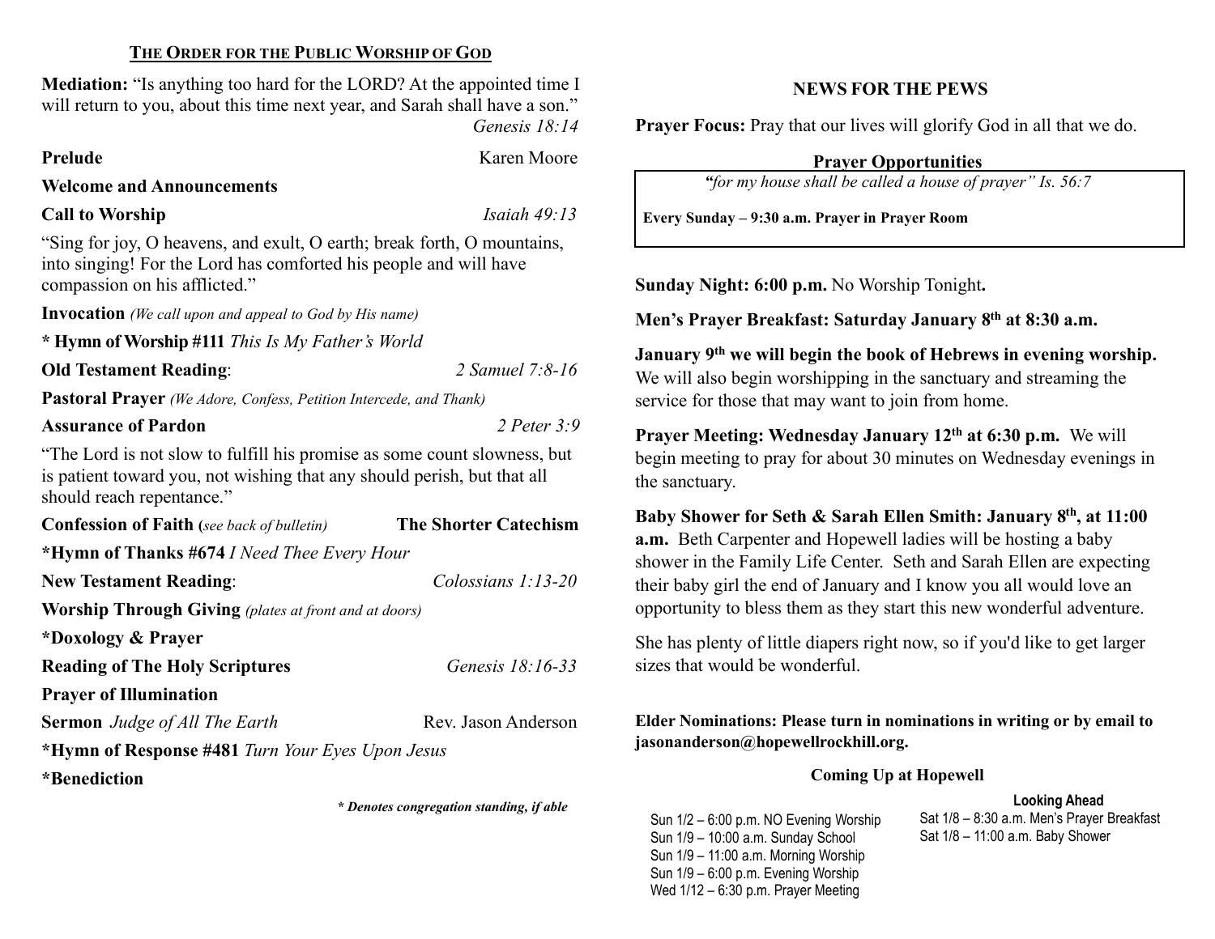## THE ORDER FOR THE PUBLIC WORSHIP OF GOD

**Mediation:** "Is anything too hard for the LORD? At the appointed time I will return to you, about this time next year, and Sarah shall have a son." *Genesis 18:14*

**Prelude** Karen Moore

**Welcome and Announcements**

**Call to Worship** *Isaiah 49:13*

"Sing for joy, O heavens, and exult, O earth; break forth, O mountains, into singing! For the Lord has comforted his people and will have compassion on his afflicted."

**Invocation** *(We call upon and appeal to God by His name)*

**\* Hymn of Worship #111** *This Is My Father's World*

**Old Testament Reading**: *2 Samuel 7:8-16*

**Pastoral Prayer** *(We Adore, Confess, Petition Intercede, and Thank)*

**Assurance of Pardon** *2 Peter 3:9*

"The Lord is not slow to fulfill his promise as some count slowness, but is patient toward you, not wishing that any should perish, but that all should reach repentance."

**Confession of Faith (***see back of bulletin***)** **The Shorter Catechism**

**\*Hymn of Thanks #674** *I Need Thee Every Hour*

**New Testament Reading**: *Colossians 1:13-20*

**Worship Through Giving** *(plates at front and at doors)*

**\*Doxology & Prayer**

**Reading of The Holy Scriptures** *Genesis 18:16-33*

**Prayer of Illumination**

**Sermon** *Judge of All The Earth* Rev. Jason Anderson

**\*Hymn of Response #481** *Turn Your Eyes Upon Jesus*

**\*Benediction**

***\* Denotes congregation standing, if able***

## NEWS FOR THE PEWS

**Prayer Focus:** Pray that our lives will glorify God in all that we do.

**Prayer Opportunities**

*"for my house shall be called a house of prayer" Is. 56:7*

**Every Sunday – 9:30 a.m. Prayer in Prayer Room**

**Sunday Night: 6:00 p.m.** No Worship Tonight**.**

**Men's Prayer Breakfast: Saturday January 8th at 8:30 a.m.**

**January 9th we will begin the book of Hebrews in evening worship.** We will also begin worshipping in the sanctuary and streaming the service for those that may want to join from home.

**Prayer Meeting: Wednesday January 12th at 6:30 p.m.** We will begin meeting to pray for about 30 minutes on Wednesday evenings in the sanctuary.

**Baby Shower for Seth & Sarah Ellen Smith: January 8th, at 11:00 a.m.** Beth Carpenter and Hopewell ladies will be hosting a baby shower in the Family Life Center. Seth and Sarah Ellen are expecting their baby girl the end of January and I know you all would love an opportunity to bless them as they start this new wonderful adventure.

She has plenty of little diapers right now, so if you'd like to get larger sizes that would be wonderful.

**Elder Nominations: Please turn in nominations in writing or by email to jasonanderson@hopewellrockhill.org.**

**Coming Up at Hopewell**

Sun 1/2 – 6:00 p.m. NO Evening Worship
Sun 1/9 – 10:00 a.m. Sunday School
Sun 1/9 – 11:00 a.m. Morning Worship
Sun 1/9 – 6:00 p.m. Evening Worship
Wed 1/12 – 6:30 p.m. Prayer Meeting

**Looking Ahead**

Sat 1/8 – 8:30 a.m. Men's Prayer Breakfast
Sat 1/8 – 11:00 a.m. Baby Shower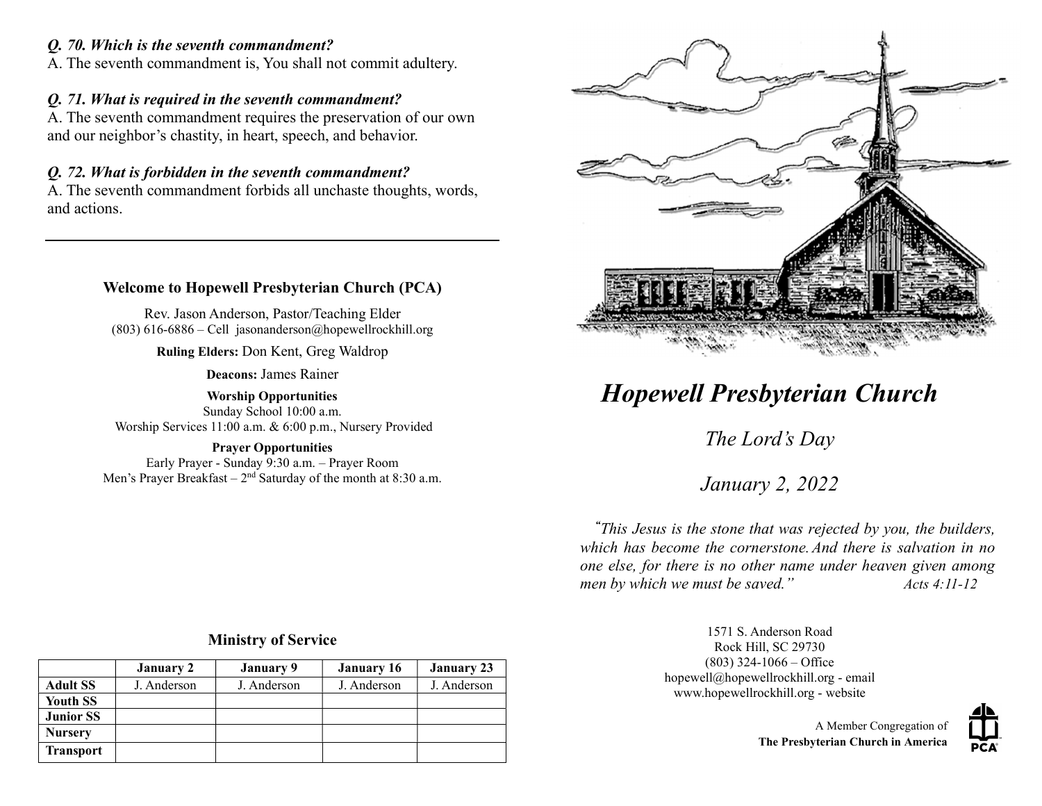***Q. 70. Which is the seventh commandment?***

A. The seventh commandment is, You shall not commit adultery.

***Q. 71. What is required in the seventh commandment?***

A. The seventh commandment requires the preservation of our own and our neighbor's chastity, in heart, speech, and behavior.

***Q. 72. What is forbidden in the seventh commandment?***

A. The seventh commandment forbids all unchaste thoughts, words, and actions.

---

**Welcome to Hopewell Presbyterian Church (PCA)**

Rev. Jason Anderson, Pastor/Teaching Elder
(803) 616-6886 – Cell jasonanderson@hopewellrockhill.org

**Ruling Elders:** Don Kent, Greg Waldrop

**Deacons:** James Rainer

**Worship Opportunities**
Sunday School 10:00 a.m.
Worship Services 11:00 a.m. & 6:00 p.m., Nursery Provided

**Prayer Opportunities**
Early Prayer - Sunday 9:30 a.m. – Prayer Room
Men's Prayer Breakfast – 2nd Saturday of the month at 8:30 a.m.

**Ministry of Service**

| | January 2 | January 9 | January 16 | January 23 |
|---|---|---|---|---|
| **Adult SS** | J. Anderson | J. Anderson | J. Anderson | J. Anderson |
| **Youth SS** | | | | |
| **Junior SS** | | | | |
| **Nursery** | | | | |
| **Transport** | | | | |

# *Hopewell Presbyterian Church*

*The Lord's Day*

*January 2, 2022*

*"This Jesus is the stone that was rejected by you, the builders, which has become the cornerstone. And there is salvation in no one else, for there is no other name under heaven given among men by which we must be saved."* *Acts 4:11-12*

1571 S. Anderson Road
Rock Hill, SC 29730
(803) 324-1066 – Office
hopewell@hopewellrockhill.org - email
www.hopewellrockhill.org - website

A Member Congregation of
**The Presbyterian Church in America**

PCA